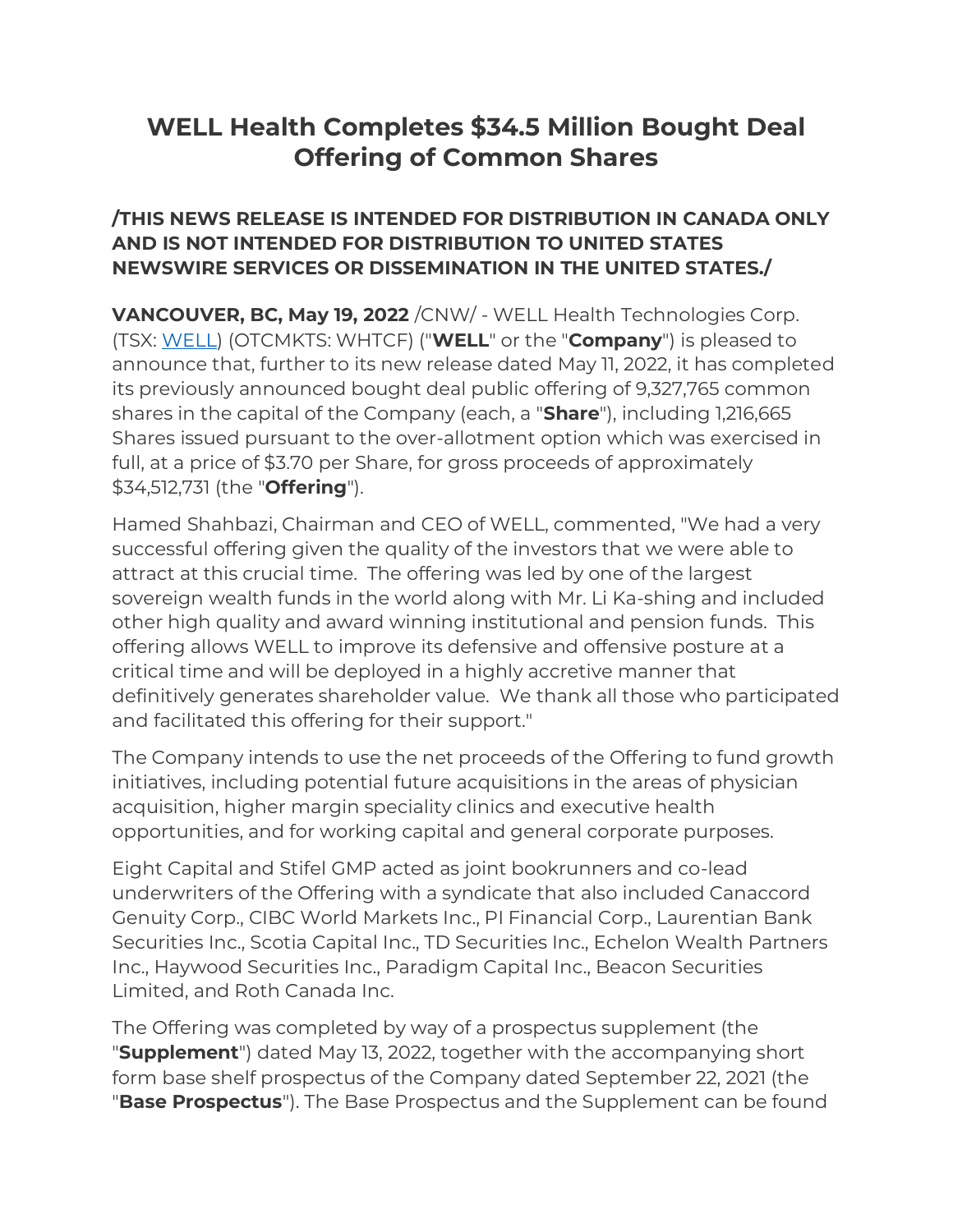# WELL Health Completes $34.5 Million Bought Deal Offering of Common Shares

**/THIS NEWS RELEASE IS INTENDED FOR DISTRIBUTION IN CANADA ONLY AND IS NOT INTENDED FOR DISTRIBUTION TO UNITED STATES NEWSWIRE SERVICES OR DISSEMINATION IN THE UNITED STATES./**

**VANCOUVER, BC, May 19, 2022** /CNW/ - WELL Health Technologies Corp. (TSX: WELL) (OTCMKTS: WHTCF) ("**WELL**" or the "**Company**") is pleased to announce that, further to its new release dated May 11, 2022, it has completed its previously announced bought deal public offering of 9,327,765 common shares in the capital of the Company (each, a "**Share**"), including 1,216,665 Shares issued pursuant to the over-allotment option which was exercised in full, at a price of $3.70 per Share, for gross proceeds of approximately $34,512,731 (the "**Offering**").

Hamed Shahbazi, Chairman and CEO of WELL, commented, "We had a very successful offering given the quality of the investors that we were able to attract at this crucial time. The offering was led by one of the largest sovereign wealth funds in the world along with Mr. Li Ka-shing and included other high quality and award winning institutional and pension funds. This offering allows WELL to improve its defensive and offensive posture at a critical time and will be deployed in a highly accretive manner that definitively generates shareholder value. We thank all those who participated and facilitated this offering for their support."

The Company intends to use the net proceeds of the Offering to fund growth initiatives, including potential future acquisitions in the areas of physician acquisition, higher margin speciality clinics and executive health opportunities, and for working capital and general corporate purposes.

Eight Capital and Stifel GMP acted as joint bookrunners and co-lead underwriters of the Offering with a syndicate that also included Canaccord Genuity Corp., CIBC World Markets Inc., PI Financial Corp., Laurentian Bank Securities Inc., Scotia Capital Inc., TD Securities Inc., Echelon Wealth Partners Inc., Haywood Securities Inc., Paradigm Capital Inc., Beacon Securities Limited, and Roth Canada Inc.

The Offering was completed by way of a prospectus supplement (the "**Supplement**") dated May 13, 2022, together with the accompanying short form base shelf prospectus of the Company dated September 22, 2021 (the "**Base Prospectus**"). The Base Prospectus and the Supplement can be found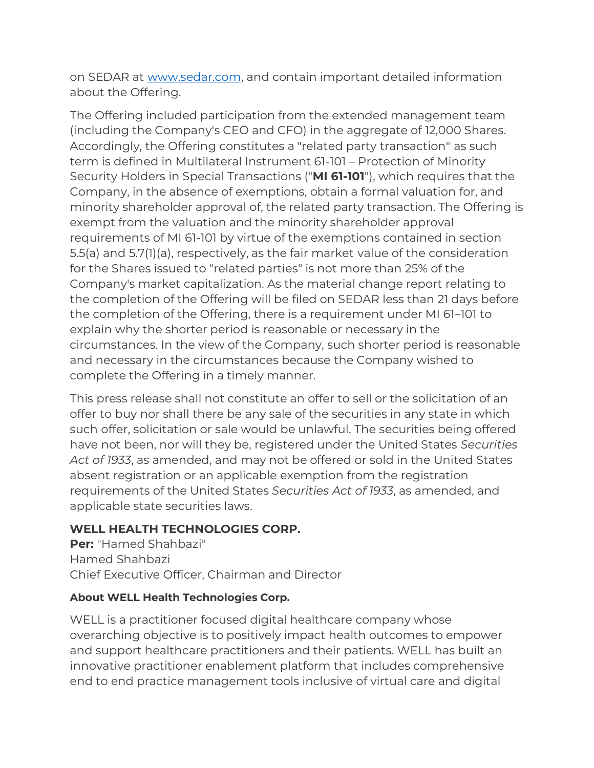on SEDAR at [www.sedar.com](www.sedar.com), and contain important detailed information about the Offering.

The Offering included participation from the extended management team (including the Company's CEO and CFO) in the aggregate of 12,000 Shares. Accordingly, the Offering constitutes a "related party transaction" as such term is defined in Multilateral Instrument 61-101 – Protection of Minority Security Holders in Special Transactions ("**MI 61-101**"), which requires that the Company, in the absence of exemptions, obtain a formal valuation for, and minority shareholder approval of, the related party transaction. The Offering is exempt from the valuation and the minority shareholder approval requirements of MI 61-101 by virtue of the exemptions contained in section 5.5(a) and 5.7(1)(a), respectively, as the fair market value of the consideration for the Shares issued to "related parties" is not more than 25% of the Company's market capitalization. As the material change report relating to the completion of the Offering will be filed on SEDAR less than 21 days before the completion of the Offering, there is a requirement under MI 61–101 to explain why the shorter period is reasonable or necessary in the circumstances. In the view of the Company, such shorter period is reasonable and necessary in the circumstances because the Company wished to complete the Offering in a timely manner.

This press release shall not constitute an offer to sell or the solicitation of an offer to buy nor shall there be any sale of the securities in any state in which such offer, solicitation or sale would be unlawful. The securities being offered have not been, nor will they be, registered under the United States *Securities Act of 1933*, as amended, and may not be offered or sold in the United States absent registration or an applicable exemption from the registration requirements of the United States *Securities Act of 1933*, as amended, and applicable state securities laws.

**WELL HEALTH TECHNOLOGIES CORP.**
**Per:** "Hamed Shahbazi"
Hamed Shahbazi
Chief Executive Officer, Chairman and Director

**About WELL Health Technologies Corp.**

WELL is a practitioner focused digital healthcare company whose overarching objective is to positively impact health outcomes to empower and support healthcare practitioners and their patients. WELL has built an innovative practitioner enablement platform that includes comprehensive end to end practice management tools inclusive of virtual care and digital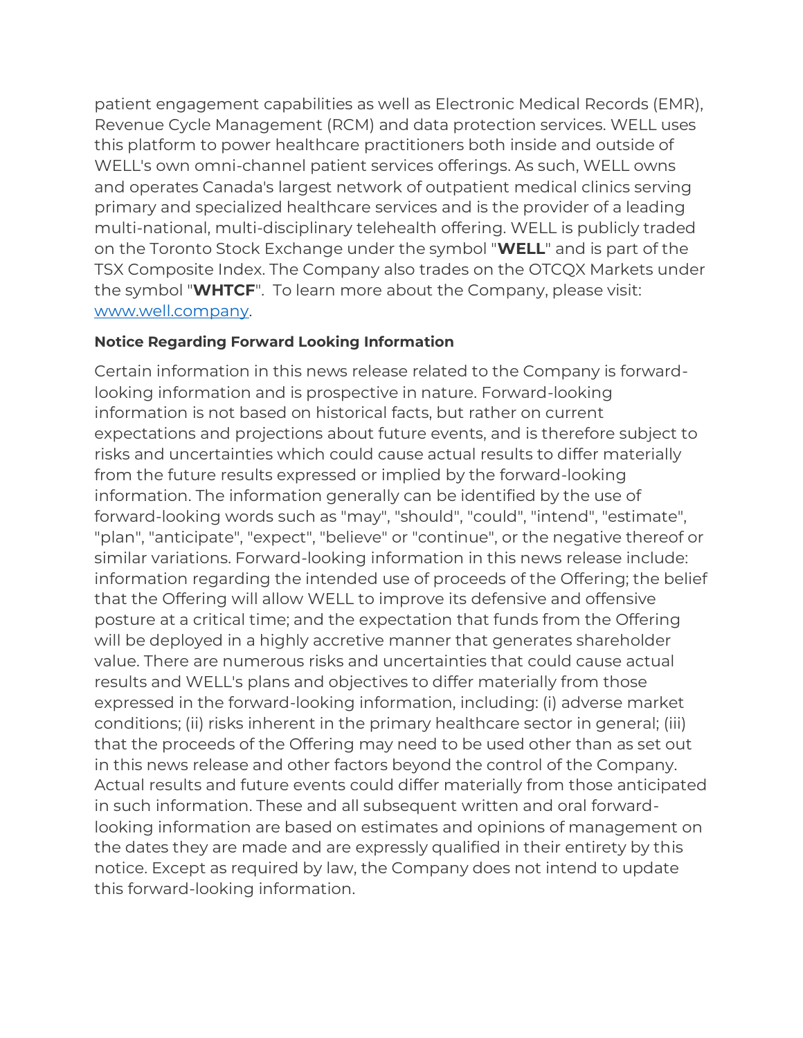patient engagement capabilities as well as Electronic Medical Records (EMR), Revenue Cycle Management (RCM) and data protection services. WELL uses this platform to power healthcare practitioners both inside and outside of WELL's own omni-channel patient services offerings. As such, WELL owns and operates Canada's largest network of outpatient medical clinics serving primary and specialized healthcare services and is the provider of a leading multi-national, multi-disciplinary telehealth offering. WELL is publicly traded on the Toronto Stock Exchange under the symbol "**WELL**" and is part of the TSX Composite Index. The Company also trades on the OTCQX Markets under the symbol "**WHTCF**". To learn more about the Company, please visit: [www.well.company](www.well.company).

**Notice Regarding Forward Looking Information**

Certain information in this news release related to the Company is forward-looking information and is prospective in nature. Forward-looking information is not based on historical facts, but rather on current expectations and projections about future events, and is therefore subject to risks and uncertainties which could cause actual results to differ materially from the future results expressed or implied by the forward-looking information. The information generally can be identified by the use of forward-looking words such as "may", "should", "could", "intend", "estimate", "plan", "anticipate", "expect", "believe" or "continue", or the negative thereof or similar variations. Forward-looking information in this news release include: information regarding the intended use of proceeds of the Offering; the belief that the Offering will allow WELL to improve its defensive and offensive posture at a critical time; and the expectation that funds from the Offering will be deployed in a highly accretive manner that generates shareholder value. There are numerous risks and uncertainties that could cause actual results and WELL's plans and objectives to differ materially from those expressed in the forward-looking information, including: (i) adverse market conditions; (ii) risks inherent in the primary healthcare sector in general; (iii) that the proceeds of the Offering may need to be used other than as set out in this news release and other factors beyond the control of the Company. Actual results and future events could differ materially from those anticipated in such information. These and all subsequent written and oral forward-looking information are based on estimates and opinions of management on the dates they are made and are expressly qualified in their entirety by this notice. Except as required by law, the Company does not intend to update this forward-looking information.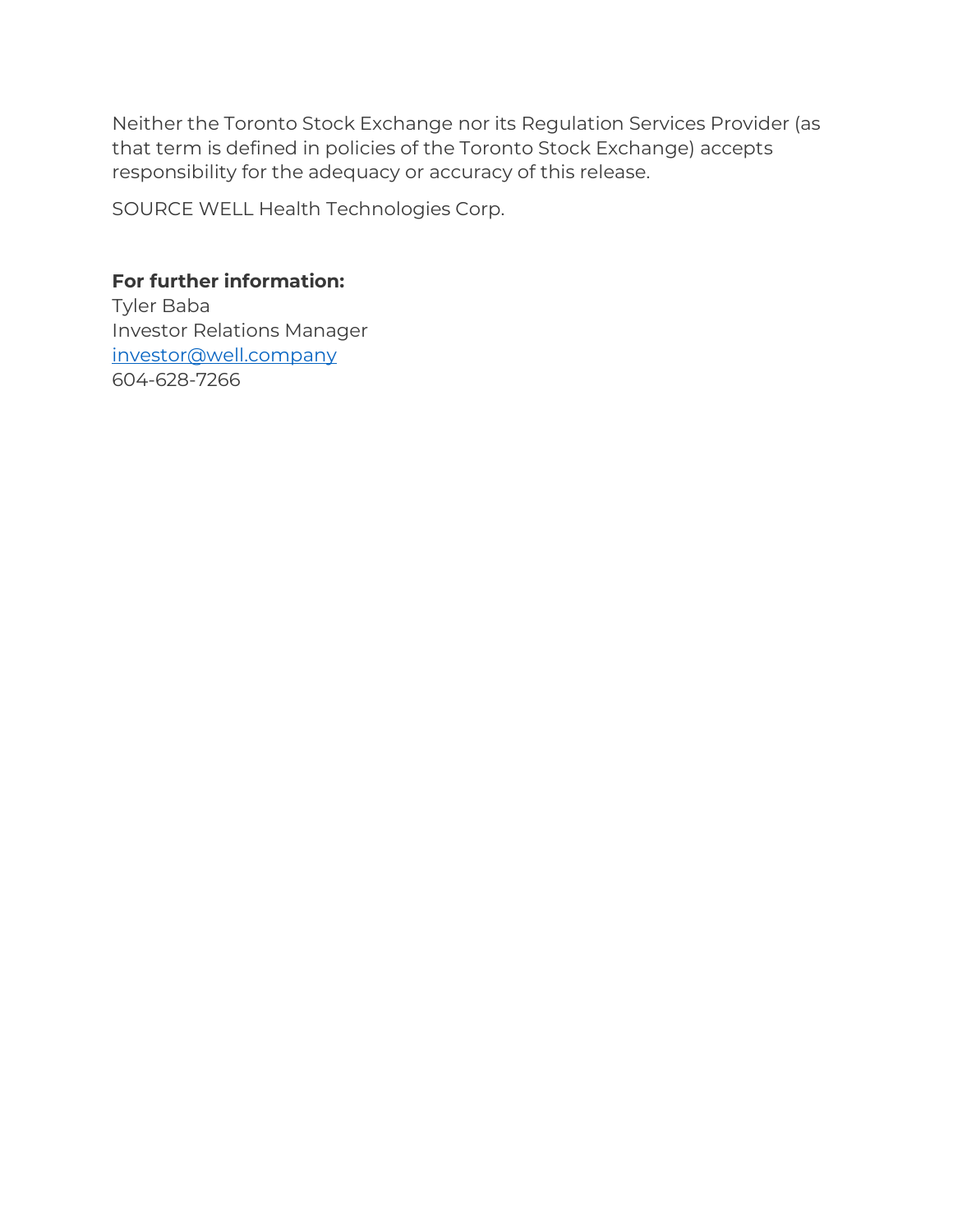Neither the Toronto Stock Exchange nor its Regulation Services Provider (as that term is defined in policies of the Toronto Stock Exchange) accepts responsibility for the adequacy or accuracy of this release.

SOURCE WELL Health Technologies Corp.

**For further information:**
Tyler Baba
Investor Relations Manager
[investor@well.company](mailto:investor@well.company)
604-628-7266